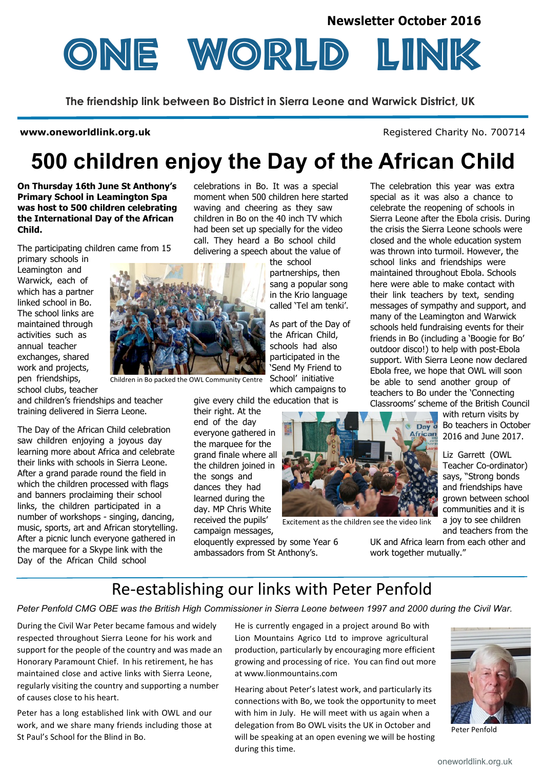Newsletter October 2016

# ONE WORLD LINK

**The friendship link between Bo District in Sierra Leone and Warwick District, UK**

**www.oneworldlink.org.uk** Registered Charity No. 700714

# 500 children enjoy the Day of the African Child

**On Thursday 16th June St Anthony's Primary School in Leamington Spa was host to 500 children celebrating the International Day of the African Child.**

The participating children came from 15 primary schools in Leamington and Warwick, each of which has a partner linked school in Bo. The school links are maintained through activities such as annual teacher exchanges, shared work and projects, pen friendships, school clubs, teacher and children's friendships and teacher training delivered in Sierra Leone.

Children in Bo packed the OWL Community Centre

The Day of the African Child celebration saw children enjoying a joyous day learning more about Africa and celebrate their links with schools in Sierra Leone. After a grand parade round the field in which the children processed with flags and banners proclaiming their school links, the children participated in a number of workshops - singing, dancing, music, sports, art and African storytelling. After a picnic lunch everyone gathered in the marquee for a Skype link with the Day of the African Child school celebrations in Bo. It was a special moment when 500 children here started waving and cheering as they saw children in Bo on the 40 inch TV which had been set up specially for the video call. They heard a Bo school child delivering a speech about the value of the school partnerships, then sang a popular song in the Krio language called 'Tel am tenki'.

As part of the Day of the African Child, schools had also participated in the 'Send My Friend to School' initiative which campaigns to give every child the education that is their right. At the end of the day everyone gathered in the marquee for the grand finale where all the children joined in the songs and dances they had learned during the day. MP Chris White received the pupils' campaign messages, eloquently expressed by some Year 6 ambassadors from St Anthony's.

Excitement as the children see the video link

The celebration this year was extra special as it was also a chance to celebrate the reopening of schools in Sierra Leone after the Ebola crisis. During the crisis the Sierra Leone schools were closed and the whole education system was thrown into turmoil. However, the school links and friendships were maintained throughout Ebola. Schools here were able to make contact with their link teachers by text, sending messages of sympathy and support, and many of the Leamington and Warwick schools held fundraising events for their friends in Bo (including a 'Boogie for Bo' outdoor disco!) to help with post-Ebola support. With Sierra Leone now declared Ebola free, we hope that OWL will soon be able to send another group of teachers to Bo under the 'Connecting Classrooms' scheme of the British Council with return visits by Bo teachers in October 2016 and June 2017.

Liz Garrett (OWL Teacher Co-ordinator) says, "Strong bonds and friendships have grown between school communities and it is a joy to see children and teachers from the UK and Africa learn from each other and work together mutually."

## Re-establishing our links with Peter Penfold

*Peter Penfold CMG OBE was the British High Commissioner in Sierra Leone between 1997 and 2000 during the Civil War.*

During the Civil War Peter became famous and widely respected throughout Sierra Leone for his work and support for the people of the country and was made an Honorary Paramount Chief. In his retirement, he has maintained close and active links with Sierra Leone, regularly visiting the country and supporting a number of causes close to his heart.

Peter has a long established link with OWL and our work, and we share many friends including those at St Paul's School for the Blind in Bo.

He is currently engaged in a project around Bo with Lion Mountains Agrico Ltd to improve agricultural production, particularly by encouraging more efficient growing and processing of rice. You can find out more at www.lionmountains.com

Hearing about Peter's latest work, and particularly its connections with Bo, we took the opportunity to meet with him in July. He will meet with us again when a delegation from Bo OWL visits the UK in October and will be speaking at an open evening we will be hosting during this time.

Peter Penfold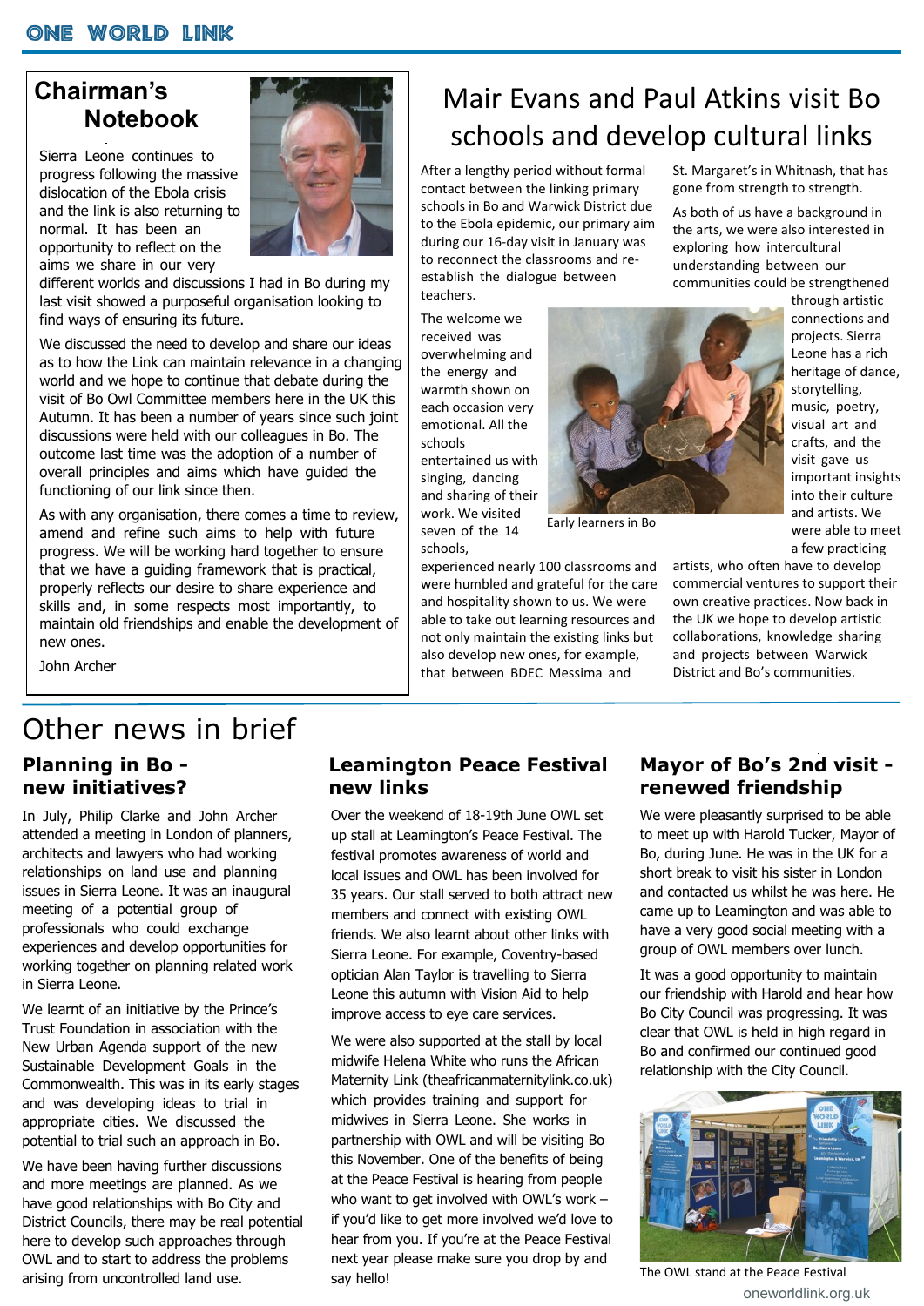## Chairman's Notebook

Sierra Leone continues to progress following the massive dislocation of the Ebola crisis and the link is also returning to normal. It has been an opportunity to reflect on the aims we share in our very different worlds and discussions I had in Bo during my last visit showed a purposeful organisation looking to find ways of ensuring its future.

We discussed the need to develop and share our ideas as to how the Link can maintain relevance in a changing world and we hope to continue that debate during the visit of Bo Owl Committee members here in the UK this Autumn. It has been a number of years since such joint discussions were held with our colleagues in Bo. The outcome last time was the adoption of a number of overall principles and aims which have guided the functioning of our link since then.

As with any organisation, there comes a time to review, amend and refine such aims to help with future progress. We will be working hard together to ensure that we have a guiding framework that is practical, properly reflects our desire to share experience and skills and, in some respects most importantly, to maintain old friendships and enable the development of new ones.

John Archer

# Mair Evans and Paul Atkins visit Bo schools and develop cultural links

After a lengthy period without formal contact between the linking primary schools in Bo and Warwick District due to the Ebola epidemic, our primary aim during our 16-day visit in January was to reconnect the classrooms and re-establish the dialogue between teachers.

The welcome we received was overwhelming and the energy and warmth shown on each occasion very emotional. All the schools entertained us with singing, dancing and sharing of their work. We visited seven of the 14 schools, experienced nearly 100 classrooms and were humbled and grateful for the care and hospitality shown to us. We were able to take out learning resources and not only maintain the existing links but also develop new ones, for example, that between BDEC Messima and St. Margaret's in Whitnash, that has gone from strength to strength.

Early learners in Bo

As both of us have a background in the arts, we were also interested in exploring how intercultural understanding between our communities could be strengthened through artistic connections and projects. Sierra Leone has a rich heritage of dance, storytelling, music, poetry, visual art and crafts, and the visit gave us important insights into their culture and artists. We were able to meet a few practicing artists, who often have to develop commercial ventures to support their own creative practices. Now back in the UK we hope to develop artistic collaborations, knowledge sharing and projects between Warwick District and Bo's communities.

# Other news in brief

## Planning in Bo - new initiatives?

In July, Philip Clarke and John Archer attended a meeting in London of planners, architects and lawyers who had working relationships on land use and planning issues in Sierra Leone. It was an inaugural meeting of a potential group of professionals who could exchange experiences and develop opportunities for working together on planning related work in Sierra Leone.

We learnt of an initiative by the Prince's Trust Foundation in association with the New Urban Agenda support of the new Sustainable Development Goals in the Commonwealth. This was in its early stages and was developing ideas to trial in appropriate cities. We discussed the potential to trial such an approach in Bo.

We have been having further discussions and more meetings are planned. As we have good relationships with Bo City and District Councils, there may be real potential here to develop such approaches through OWL and to start to address the problems arising from uncontrolled land use.

## Leamington Peace Festival new links

Over the weekend of 18-19th June OWL set up stall at Leamington's Peace Festival. The festival promotes awareness of world and local issues and OWL has been involved for 35 years. Our stall served to both attract new members and connect with existing OWL friends. We also learnt about other links with Sierra Leone. For example, Coventry-based optician Alan Taylor is travelling to Sierra Leone this autumn with Vision Aid to help improve access to eye care services.

We were also supported at the stall by local midwife Helena White who runs the African Maternity Link (theafricanmaternitylink.co.uk) which provides training and support for midwives in Sierra Leone. She works in partnership with OWL and will be visiting Bo this November. One of the benefits of being at the Peace Festival is hearing from people who want to get involved with OWL's work – if you'd like to get more involved we'd love to hear from you. If you're at the Peace Festival next year please make sure you drop by and say hello!

## Mayor of Bo's 2nd visit - renewed friendship

We were pleasantly surprised to be able to meet up with Harold Tucker, Mayor of Bo, during June. He was in the UK for a short break to visit his sister in London and contacted us whilst he was here. He came up to Leamington and was able to have a very good social meeting with a group of OWL members over lunch.

It was a good opportunity to maintain our friendship with Harold and hear how Bo City Council was progressing. It was clear that OWL is held in high regard in Bo and confirmed our continued good relationship with the City Council.

The OWL stand at the Peace Festival